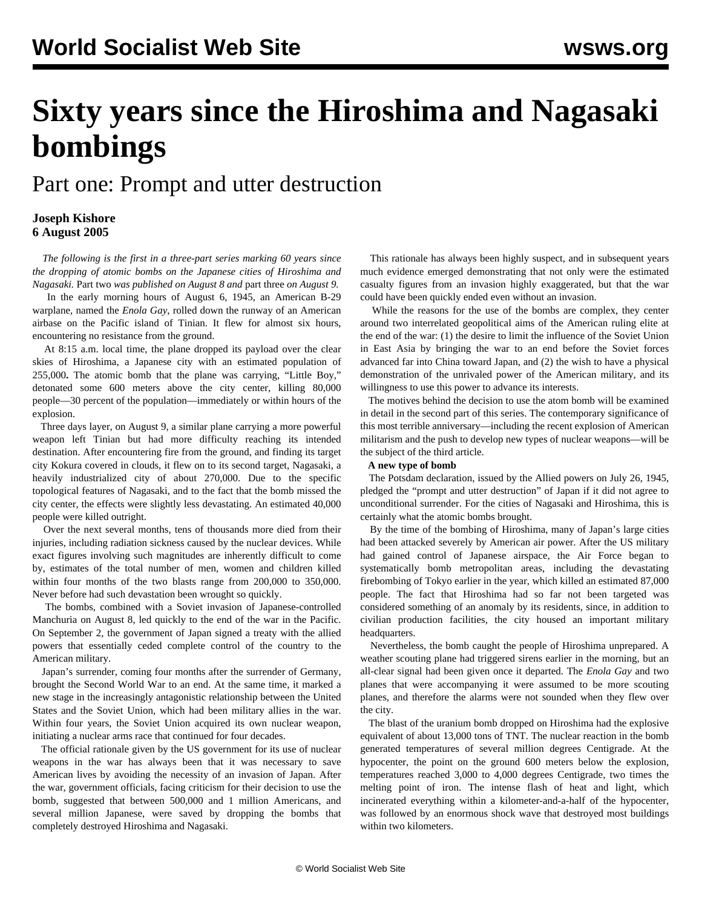# Sixty years since the Hiroshima and Nagasaki bombings

## Part one: Prompt and utter destruction

**Joseph Kishore**
**6 August 2005**

*The following is the first in a three-part series marking 60 years since the dropping of atomic bombs on the Japanese cities of Hiroshima and Nagasaki.* Part two *was published on August 8 and* part three *on August 9.*

In the early morning hours of August 6, 1945, an American B-29 warplane, named the *Enola Gay*, rolled down the runway of an American airbase on the Pacific island of Tinian. It flew for almost six hours, encountering no resistance from the ground.

At 8:15 a.m. local time, the plane dropped its payload over the clear skies of Hiroshima, a Japanese city with an estimated population of 255,000**.** The atomic bomb that the plane was carrying, "Little Boy," detonated some 600 meters above the city center, killing 80,000 people—30 percent of the population—immediately or within hours of the explosion.

Three days layer, on August 9, a similar plane carrying a more powerful weapon left Tinian but had more difficulty reaching its intended destination. After encountering fire from the ground, and finding its target city Kokura covered in clouds, it flew on to its second target, Nagasaki, a heavily industrialized city of about 270,000. Due to the specific topological features of Nagasaki, and to the fact that the bomb missed the city center, the effects were slightly less devastating. An estimated 40,000 people were killed outright.

Over the next several months, tens of thousands more died from their injuries, including radiation sickness caused by the nuclear devices. While exact figures involving such magnitudes are inherently difficult to come by, estimates of the total number of men, women and children killed within four months of the two blasts range from 200,000 to 350,000. Never before had such devastation been wrought so quickly.

The bombs, combined with a Soviet invasion of Japanese-controlled Manchuria on August 8, led quickly to the end of the war in the Pacific. On September 2, the government of Japan signed a treaty with the allied powers that essentially ceded complete control of the country to the American military.

Japan's surrender, coming four months after the surrender of Germany, brought the Second World War to an end. At the same time, it marked a new stage in the increasingly antagonistic relationship between the United States and the Soviet Union, which had been military allies in the war. Within four years, the Soviet Union acquired its own nuclear weapon, initiating a nuclear arms race that continued for four decades.

The official rationale given by the US government for its use of nuclear weapons in the war has always been that it was necessary to save American lives by avoiding the necessity of an invasion of Japan. After the war, government officials, facing criticism for their decision to use the bomb, suggested that between 500,000 and 1 million Americans, and several million Japanese, were saved by dropping the bombs that completely destroyed Hiroshima and Nagasaki.

This rationale has always been highly suspect, and in subsequent years much evidence emerged demonstrating that not only were the estimated casualty figures from an invasion highly exaggerated, but that the war could have been quickly ended even without an invasion.

While the reasons for the use of the bombs are complex, they center around two interrelated geopolitical aims of the American ruling elite at the end of the war: (1) the desire to limit the influence of the Soviet Union in East Asia by bringing the war to an end before the Soviet forces advanced far into China toward Japan, and (2) the wish to have a physical demonstration of the unrivaled power of the American military, and its willingness to use this power to advance its interests.

The motives behind the decision to use the atom bomb will be examined in detail in the second part of this series. The contemporary significance of this most terrible anniversary—including the recent explosion of American militarism and the push to develop new types of nuclear weapons—will be the subject of the third article.

**A new type of bomb**

The Potsdam declaration, issued by the Allied powers on July 26, 1945, pledged the "prompt and utter destruction" of Japan if it did not agree to unconditional surrender. For the cities of Nagasaki and Hiroshima, this is certainly what the atomic bombs brought.

By the time of the bombing of Hiroshima, many of Japan's large cities had been attacked severely by American air power. After the US military had gained control of Japanese airspace, the Air Force began to systematically bomb metropolitan areas, including the devastating firebombing of Tokyo earlier in the year, which killed an estimated 87,000 people. The fact that Hiroshima had so far not been targeted was considered something of an anomaly by its residents, since, in addition to civilian production facilities, the city housed an important military headquarters.

Nevertheless, the bomb caught the people of Hiroshima unprepared. A weather scouting plane had triggered sirens earlier in the morning, but an all-clear signal had been given once it departed. The *Enola Gay* and two planes that were accompanying it were assumed to be more scouting planes, and therefore the alarms were not sounded when they flew over the city.

The blast of the uranium bomb dropped on Hiroshima had the explosive equivalent of about 13,000 tons of TNT. The nuclear reaction in the bomb generated temperatures of several million degrees Centigrade. At the hypocenter, the point on the ground 600 meters below the explosion, temperatures reached 3,000 to 4,000 degrees Centigrade, two times the melting point of iron. The intense flash of heat and light, which incinerated everything within a kilometer-and-a-half of the hypocenter, was followed by an enormous shock wave that destroyed most buildings within two kilometers.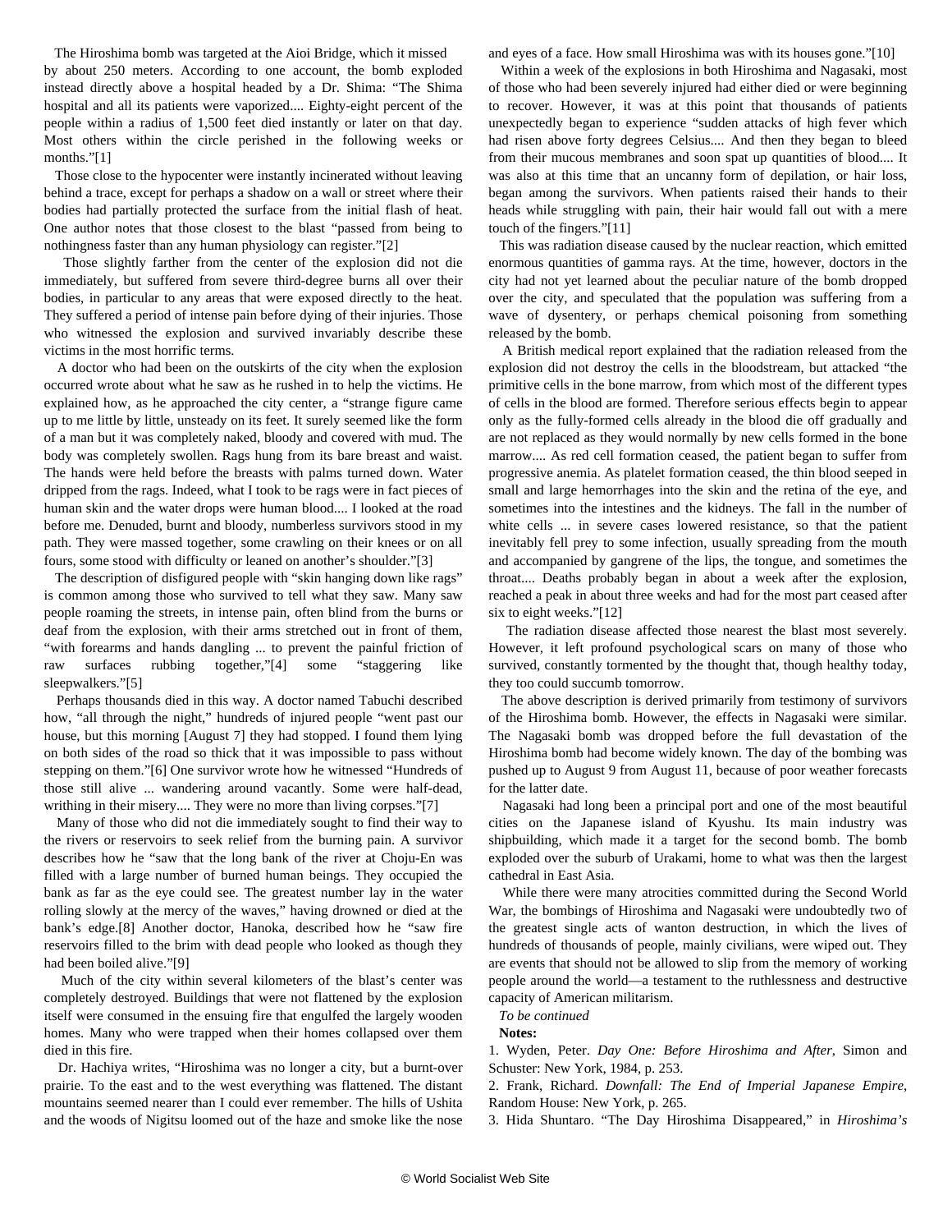The Hiroshima bomb was targeted at the Aioi Bridge, which it missed by about 250 meters. According to one account, the bomb exploded instead directly above a hospital headed by a Dr. Shima: "The Shima hospital and all its patients were vaporized.... Eighty-eight percent of the people within a radius of 1,500 feet died instantly or later on that day. Most others within the circle perished in the following weeks or months."[1]

Those close to the hypocenter were instantly incinerated without leaving behind a trace, except for perhaps a shadow on a wall or street where their bodies had partially protected the surface from the initial flash of heat. One author notes that those closest to the blast "passed from being to nothingness faster than any human physiology can register."[2]

Those slightly farther from the center of the explosion did not die immediately, but suffered from severe third-degree burns all over their bodies, in particular to any areas that were exposed directly to the heat. They suffered a period of intense pain before dying of their injuries. Those who witnessed the explosion and survived invariably describe these victims in the most horrific terms.

A doctor who had been on the outskirts of the city when the explosion occurred wrote about what he saw as he rushed in to help the victims. He explained how, as he approached the city center, a "strange figure came up to me little by little, unsteady on its feet. It surely seemed like the form of a man but it was completely naked, bloody and covered with mud. The body was completely swollen. Rags hung from its bare breast and waist. The hands were held before the breasts with palms turned down. Water dripped from the rags. Indeed, what I took to be rags were in fact pieces of human skin and the water drops were human blood.... I looked at the road before me. Denuded, burnt and bloody, numberless survivors stood in my path. They were massed together, some crawling on their knees or on all fours, some stood with difficulty or leaned on another's shoulder."[3]

The description of disfigured people with "skin hanging down like rags" is common among those who survived to tell what they saw. Many saw people roaming the streets, in intense pain, often blind from the burns or deaf from the explosion, with their arms stretched out in front of them, "with forearms and hands dangling ... to prevent the painful friction of raw surfaces rubbing together,"[4] some "staggering like sleepwalkers."[5]

Perhaps thousands died in this way. A doctor named Tabuchi described how, "all through the night," hundreds of injured people "went past our house, but this morning [August 7] they had stopped. I found them lying on both sides of the road so thick that it was impossible to pass without stepping on them."[6] One survivor wrote how he witnessed "Hundreds of those still alive ... wandering around vacantly. Some were half-dead, writhing in their misery.... They were no more than living corpses."[7]

Many of those who did not die immediately sought to find their way to the rivers or reservoirs to seek relief from the burning pain. A survivor describes how he "saw that the long bank of the river at Choju-En was filled with a large number of burned human beings. They occupied the bank as far as the eye could see. The greatest number lay in the water rolling slowly at the mercy of the waves," having drowned or died at the bank's edge.[8] Another doctor, Hanoka, described how he "saw fire reservoirs filled to the brim with dead people who looked as though they had been boiled alive."[9]

Much of the city within several kilometers of the blast's center was completely destroyed. Buildings that were not flattened by the explosion itself were consumed in the ensuing fire that engulfed the largely wooden homes. Many who were trapped when their homes collapsed over them died in this fire.

Dr. Hachiya writes, "Hiroshima was no longer a city, but a burnt-over prairie. To the east and to the west everything was flattened. The distant mountains seemed nearer than I could ever remember. The hills of Ushita and the woods of Nigitsu loomed out of the haze and smoke like the nose and eyes of a face. How small Hiroshima was with its houses gone."[10]

Within a week of the explosions in both Hiroshima and Nagasaki, most of those who had been severely injured had either died or were beginning to recover. However, it was at this point that thousands of patients unexpectedly began to experience "sudden attacks of high fever which had risen above forty degrees Celsius.... And then they began to bleed from their mucous membranes and soon spat up quantities of blood.... It was also at this time that an uncanny form of depilation, or hair loss, began among the survivors. When patients raised their hands to their heads while struggling with pain, their hair would fall out with a mere touch of the fingers."[11]

This was radiation disease caused by the nuclear reaction, which emitted enormous quantities of gamma rays. At the time, however, doctors in the city had not yet learned about the peculiar nature of the bomb dropped over the city, and speculated that the population was suffering from a wave of dysentery, or perhaps chemical poisoning from something released by the bomb.

A British medical report explained that the radiation released from the explosion did not destroy the cells in the bloodstream, but attacked "the primitive cells in the bone marrow, from which most of the different types of cells in the blood are formed. Therefore serious effects begin to appear only as the fully-formed cells already in the blood die off gradually and are not replaced as they would normally by new cells formed in the bone marrow.... As red cell formation ceased, the patient began to suffer from progressive anemia. As platelet formation ceased, the thin blood seeped in small and large hemorrhages into the skin and the retina of the eye, and sometimes into the intestines and the kidneys. The fall in the number of white cells ... in severe cases lowered resistance, so that the patient inevitably fell prey to some infection, usually spreading from the mouth and accompanied by gangrene of the lips, the tongue, and sometimes the throat.... Deaths probably began in about a week after the explosion, reached a peak in about three weeks and had for the most part ceased after six to eight weeks."[12]

The radiation disease affected those nearest the blast most severely. However, it left profound psychological scars on many of those who survived, constantly tormented by the thought that, though healthy today, they too could succumb tomorrow.

The above description is derived primarily from testimony of survivors of the Hiroshima bomb. However, the effects in Nagasaki were similar. The Nagasaki bomb was dropped before the full devastation of the Hiroshima bomb had become widely known. The day of the bombing was pushed up to August 9 from August 11, because of poor weather forecasts for the latter date.

Nagasaki had long been a principal port and one of the most beautiful cities on the Japanese island of Kyushu. Its main industry was shipbuilding, which made it a target for the second bomb. The bomb exploded over the suburb of Urakami, home to what was then the largest cathedral in East Asia.

While there were many atrocities committed during the Second World War, the bombings of Hiroshima and Nagasaki were undoubtedly two of the greatest single acts of wanton destruction, in which the lives of hundreds of thousands of people, mainly civilians, were wiped out. They are events that should not be allowed to slip from the memory of working people around the world—a testament to the ruthlessness and destructive capacity of American militarism.

*To be continued*

**Notes:**

1. Wyden, Peter. *Day One: Before Hiroshima and After*, Simon and Schuster: New York, 1984, p. 253.
2. Frank, Richard. *Downfall: The End of Imperial Japanese Empire*, Random House: New York, p. 265.
3. Hida Shuntaro. "The Day Hiroshima Disappeared," in *Hiroshima's*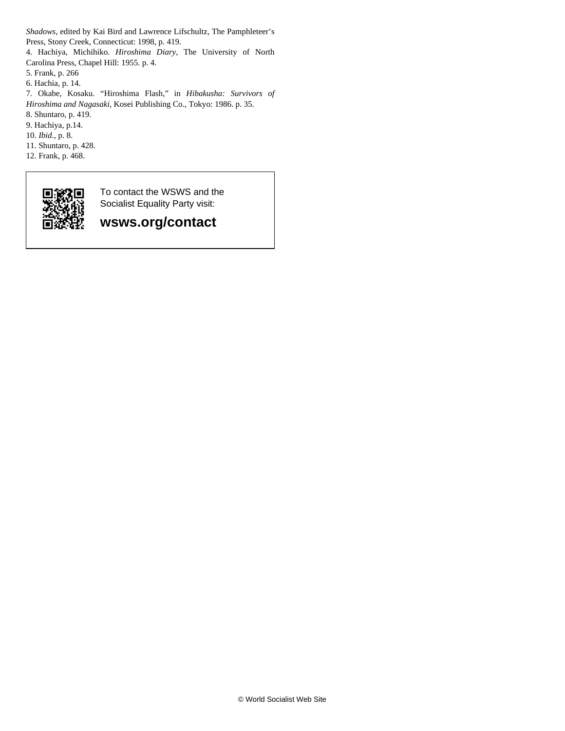*Shadows*, edited by Kai Bird and Lawrence Lifschultz, The Pamphleteer's Press, Stony Creek, Connecticut: 1998, p. 419.

4. Hachiya, Michihiko. *Hiroshima Diary*, The University of North Carolina Press, Chapel Hill: 1955. p. 4.

5. Frank, p. 266

6. Hachia, p. 14.

7. Okabe, Kosaku. "Hiroshima Flash," in *Hibakusha: Survivors of Hiroshima and Nagasaki*, Kosei Publishing Co., Tokyo: 1986. p. 35.

8. Shuntaro, p. 419.

9. Hachiya, p.14.

10. *Ibid.*, p. 8.

11. Shuntaro, p. 428.

12. Frank, p. 468.

To contact the WSWS and the Socialist Equality Party visit:

**wsws.org/contact**